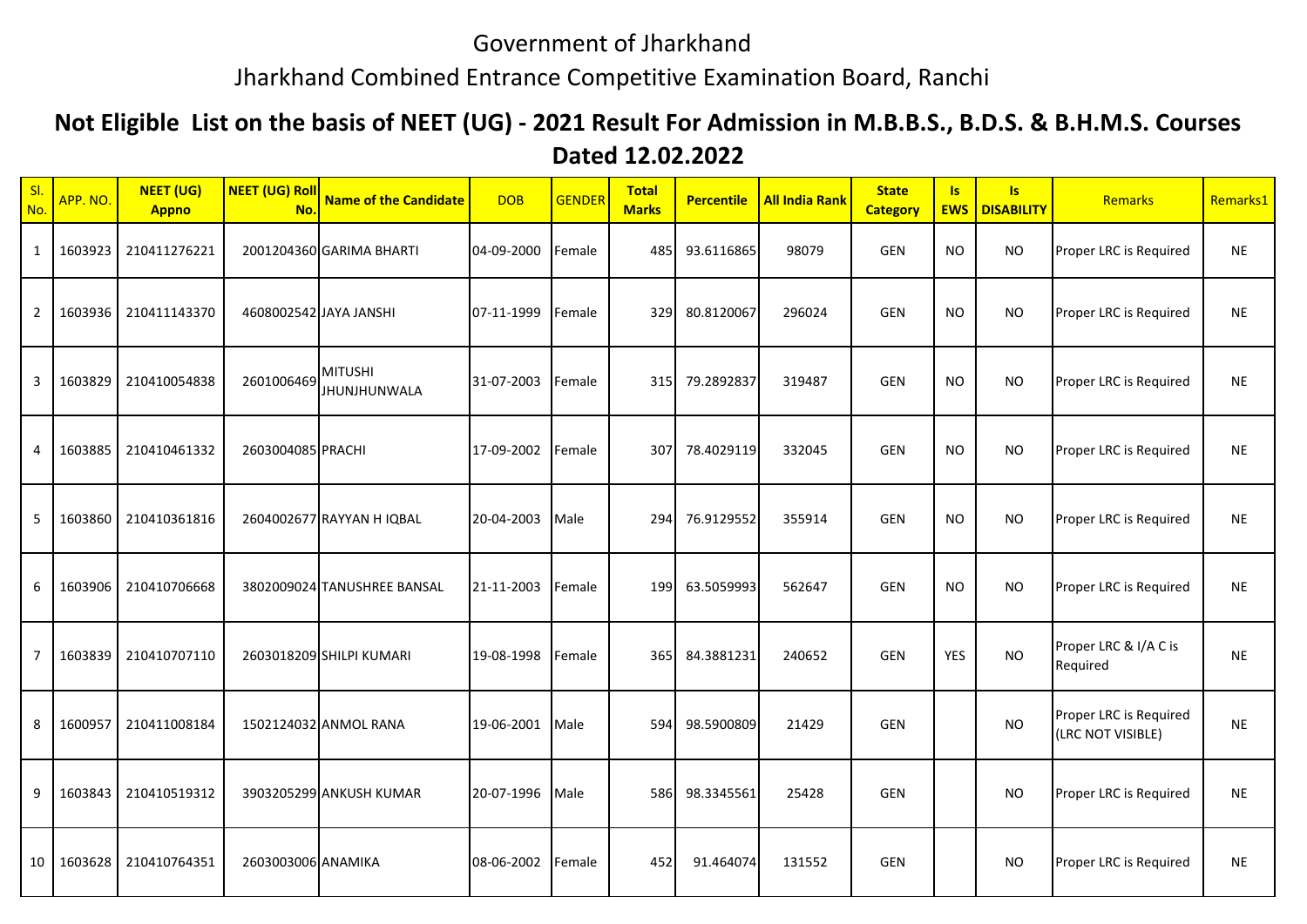Government of Jharkhand

Jharkhand Combined Entrance Competitive Examination Board, Ranchi

# Not Eligible List on the basis of NEET (UG) - 2021 Result For Admission in M.B.B.S., B.D.S. & B.H.M.S. Courses Dated 12.02.2022

| Sl. No. | APP. NO. | NEET (UG) Appno | NEET (UG) Roll No. | Name of the Candidate | DOB | GENDER | Total Marks | Percentile | All India Rank | State Category | Is EWS | Is DISABILITY | Remarks | Remarks1 |
|---|---|---|---|---|---|---|---|---|---|---|---|---|---|---|
| 1 | 1603923 | 210411276221 | 2001204360 | GARIMA BHARTI | 04-09-2000 | Female | 485 | 93.6116865 | 98079 | GEN | NO | NO | Proper LRC is Required | NE |
| 2 | 1603936 | 210411143370 | 4608002542 | JAYA JANSHI | 07-11-1999 | Female | 329 | 80.8120067 | 296024 | GEN | NO | NO | Proper LRC is Required | NE |
| 3 | 1603829 | 210410054838 | 2601006469 | MITUSHI JHUNJHUNWALA | 31-07-2003 | Female | 315 | 79.2892837 | 319487 | GEN | NO | NO | Proper LRC is Required | NE |
| 4 | 1603885 | 210410461332 | 2603004085 | PRACHI | 17-09-2002 | Female | 307 | 78.4029119 | 332045 | GEN | NO | NO | Proper LRC is Required | NE |
| 5 | 1603860 | 210410361816 | 2604002677 | RAYYAN H IQBAL | 20-04-2003 | Male | 294 | 76.9129552 | 355914 | GEN | NO | NO | Proper LRC is Required | NE |
| 6 | 1603906 | 210410706668 | 3802009024 | TANUSHREE BANSAL | 21-11-2003 | Female | 199 | 63.5059993 | 562647 | GEN | NO | NO | Proper LRC is Required | NE |
| 7 | 1603839 | 210410707110 | 2603018209 | SHILPI KUMARI | 19-08-1998 | Female | 365 | 84.3881231 | 240652 | GEN | YES | NO | Proper LRC & I/A C is Required | NE |
| 8 | 1600957 | 210411008184 | 1502124032 | ANMOL RANA | 19-06-2001 | Male | 594 | 98.5900809 | 21429 | GEN | | NO | Proper LRC is Required (LRC NOT VISIBLE) | NE |
| 9 | 1603843 | 210410519312 | 3903205299 | ANKUSH KUMAR | 20-07-1996 | Male | 586 | 98.3345561 | 25428 | GEN | | NO | Proper LRC is Required | NE |
| 10 | 1603628 | 210410764351 | 2603003006 | ANAMIKA | 08-06-2002 | Female | 452 | 91.464074 | 131552 | GEN | | NO | Proper LRC is Required | NE |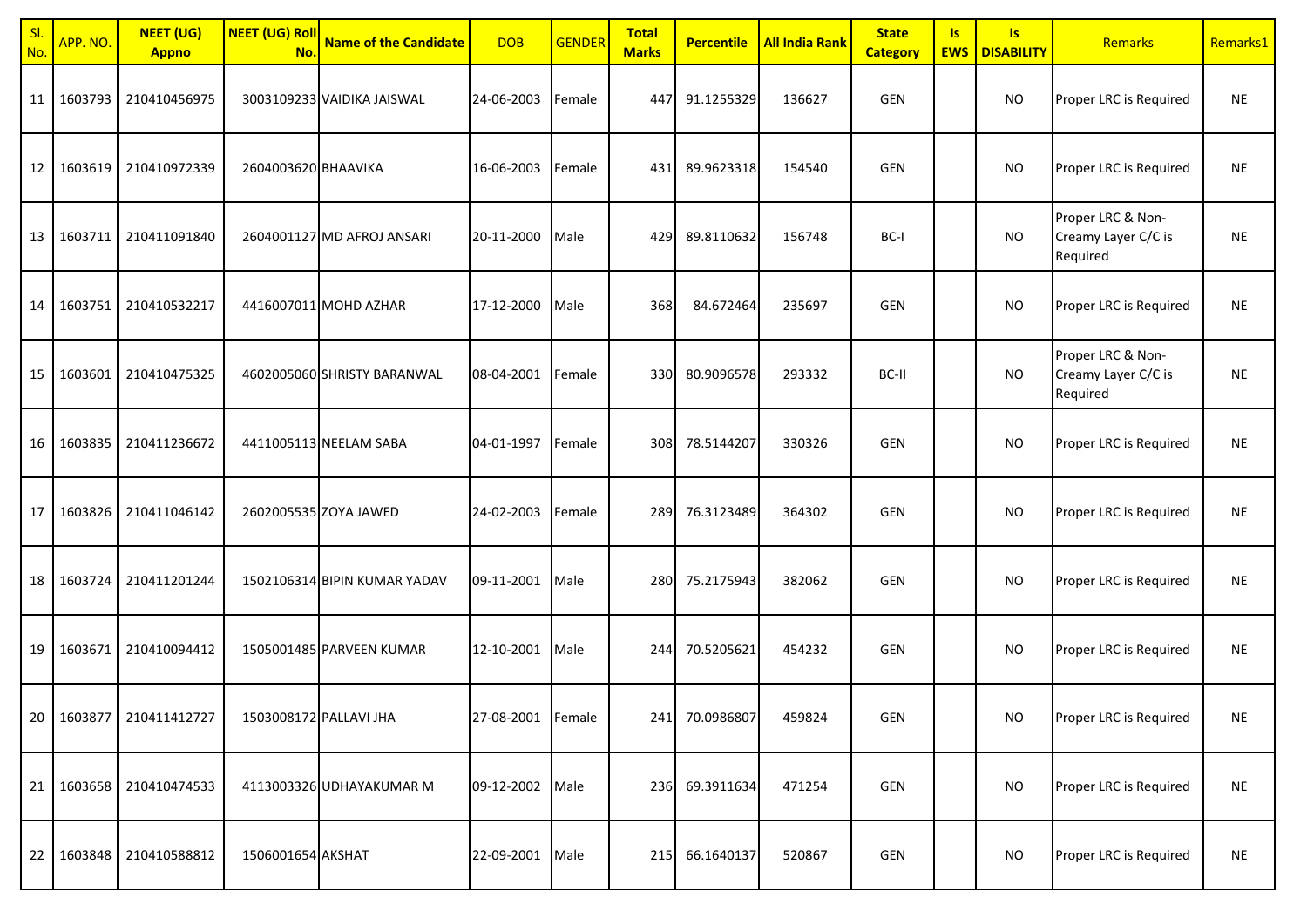| Sl. No. | APP. NO. | NEET (UG) Appno | NEET (UG) Roll No. | Name of the Candidate | DOB | GENDER | Total Marks | Percentile | All India Rank | State Category | Is EWS | Is DISABILITY | Remarks | Remarks1 |
|---|---|---|---|---|---|---|---|---|---|---|---|---|---|---|
| 11 | 1603793 | 210410456975 | 3003109233 | VAIDIKA JAISWAL | 24-06-2003 | Female | 447 | 91.1255329 | 136627 | GEN | | NO | Proper LRC is Required | NE |
| 12 | 1603619 | 210410972339 | 2604003620 | BHAAVIKA | 16-06-2003 | Female | 431 | 89.9623318 | 154540 | GEN | | NO | Proper LRC is Required | NE |
| 13 | 1603711 | 210411091840 | 2604001127 | MD AFROJ ANSARI | 20-11-2000 | Male | 429 | 89.8110632 | 156748 | BC-I | | NO | Proper LRC & Non-Creamy Layer C/C is Required | NE |
| 14 | 1603751 | 210410532217 | 4416007011 | MOHD AZHAR | 17-12-2000 | Male | 368 | 84.672464 | 235697 | GEN | | NO | Proper LRC is Required | NE |
| 15 | 1603601 | 210410475325 | 4602005060 | SHRISTY BARANWAL | 08-04-2001 | Female | 330 | 80.9096578 | 293332 | BC-II | | NO | Proper LRC & Non-Creamy Layer C/C is Required | NE |
| 16 | 1603835 | 210411236672 | 4411005113 | NEELAM SABA | 04-01-1997 | Female | 308 | 78.5144207 | 330326 | GEN | | NO | Proper LRC is Required | NE |
| 17 | 1603826 | 210411046142 | 2602005535 | ZOYA JAWED | 24-02-2003 | Female | 289 | 76.3123489 | 364302 | GEN | | NO | Proper LRC is Required | NE |
| 18 | 1603724 | 210411201244 | 1502106314 | BIPIN KUMAR YADAV | 09-11-2001 | Male | 280 | 75.2175943 | 382062 | GEN | | NO | Proper LRC is Required | NE |
| 19 | 1603671 | 210410094412 | 1505001485 | PARVEEN KUMAR | 12-10-2001 | Male | 244 | 70.5205621 | 454232 | GEN | | NO | Proper LRC is Required | NE |
| 20 | 1603877 | 210411412727 | 1503008172 | PALLAVI JHA | 27-08-2001 | Female | 241 | 70.0986807 | 459824 | GEN | | NO | Proper LRC is Required | NE |
| 21 | 1603658 | 210410474533 | 4113003326 | UDHAYAKUMAR M | 09-12-2002 | Male | 236 | 69.3911634 | 471254 | GEN | | NO | Proper LRC is Required | NE |
| 22 | 1603848 | 210410588812 | 1506001654 | AKSHAT | 22-09-2001 | Male | 215 | 66.1640137 | 520867 | GEN | | NO | Proper LRC is Required | NE |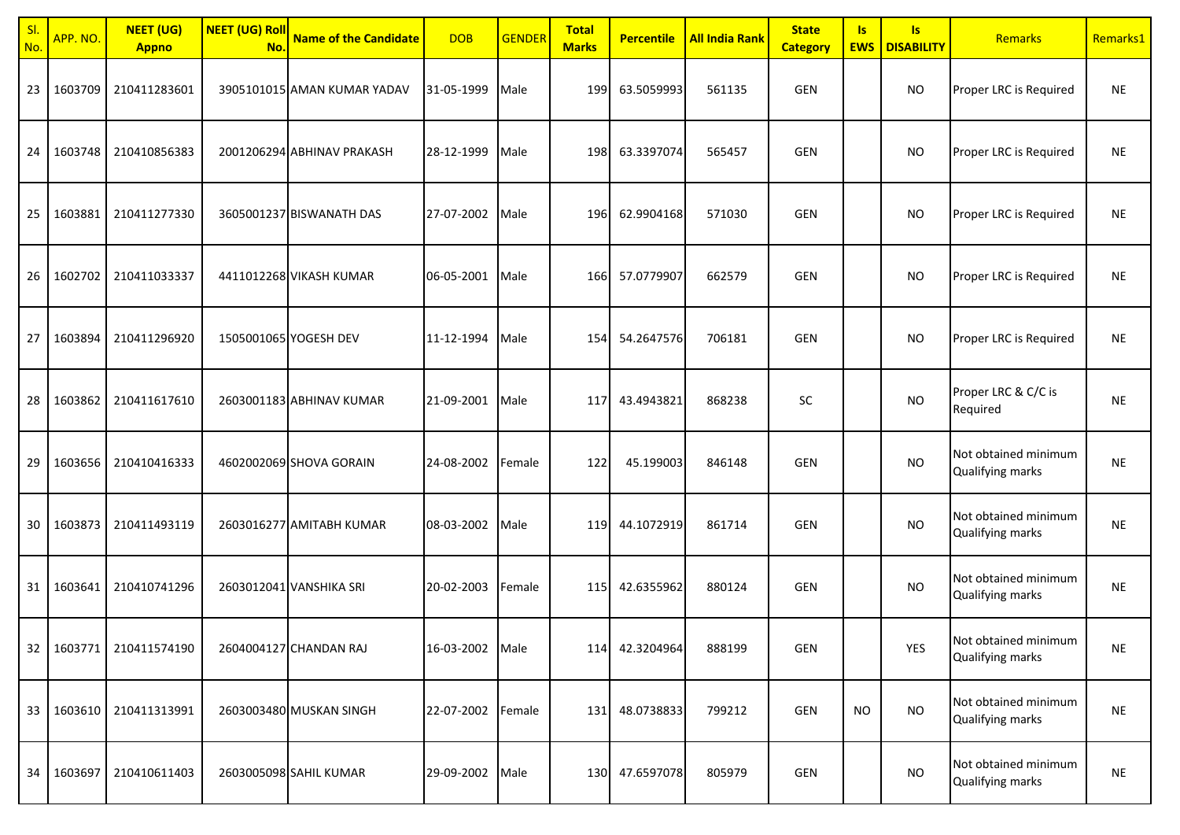| Sl. No. | APP. NO. | NEET (UG) Appno | NEET (UG) Roll No. | Name of the Candidate | DOB | GENDER | Total Marks | Percentile | All India Rank | State Category | Is EWS | Is DISABILITY | Remarks | Remarks1 |
|---|---|---|---|---|---|---|---|---|---|---|---|---|---|---|
| 23 | 1603709 | 210411283601 | 3905101015 | AMAN KUMAR YADAV | 31-05-1999 | Male | 199 | 63.5059993 | 561135 | GEN | | NO | Proper LRC is Required | NE |
| 24 | 1603748 | 210410856383 | 2001206294 | ABHINAV PRAKASH | 28-12-1999 | Male | 198 | 63.3397074 | 565457 | GEN | | NO | Proper LRC is Required | NE |
| 25 | 1603881 | 210411277330 | 3605001237 | BISWANATH DAS | 27-07-2002 | Male | 196 | 62.9904168 | 571030 | GEN | | NO | Proper LRC is Required | NE |
| 26 | 1602702 | 210411033337 | 4411012268 | VIKASH KUMAR | 06-05-2001 | Male | 166 | 57.0779907 | 662579 | GEN | | NO | Proper LRC is Required | NE |
| 27 | 1603894 | 210411296920 | 1505001065 | YOGESH DEV | 11-12-1994 | Male | 154 | 54.2647576 | 706181 | GEN | | NO | Proper LRC is Required | NE |
| 28 | 1603862 | 210411617610 | 2603001183 | ABHINAV KUMAR | 21-09-2001 | Male | 117 | 43.4943821 | 868238 | SC | | NO | Proper LRC & C/C is Required | NE |
| 29 | 1603656 | 210410416333 | 4602002069 | SHOVA GORAIN | 24-08-2002 | Female | 122 | 45.199003 | 846148 | GEN | | NO | Not obtained minimum Qualifying marks | NE |
| 30 | 1603873 | 210411493119 | 2603016277 | AMITABH KUMAR | 08-03-2002 | Male | 119 | 44.1072919 | 861714 | GEN | | NO | Not obtained minimum Qualifying marks | NE |
| 31 | 1603641 | 210410741296 | 2603012041 | VANSHIKA SRI | 20-02-2003 | Female | 115 | 42.6355962 | 880124 | GEN | | NO | Not obtained minimum Qualifying marks | NE |
| 32 | 1603771 | 210411574190 | 2604004127 | CHANDAN RAJ | 16-03-2002 | Male | 114 | 42.3204964 | 888199 | GEN | | YES | Not obtained minimum Qualifying marks | NE |
| 33 | 1603610 | 210411313991 | 2603003480 | MUSKAN SINGH | 22-07-2002 | Female | 131 | 48.0738833 | 799212 | GEN | NO | NO | Not obtained minimum Qualifying marks | NE |
| 34 | 1603697 | 210410611403 | 2603005098 | SAHIL KUMAR | 29-09-2002 | Male | 130 | 47.6597078 | 805979 | GEN | | NO | Not obtained minimum Qualifying marks | NE |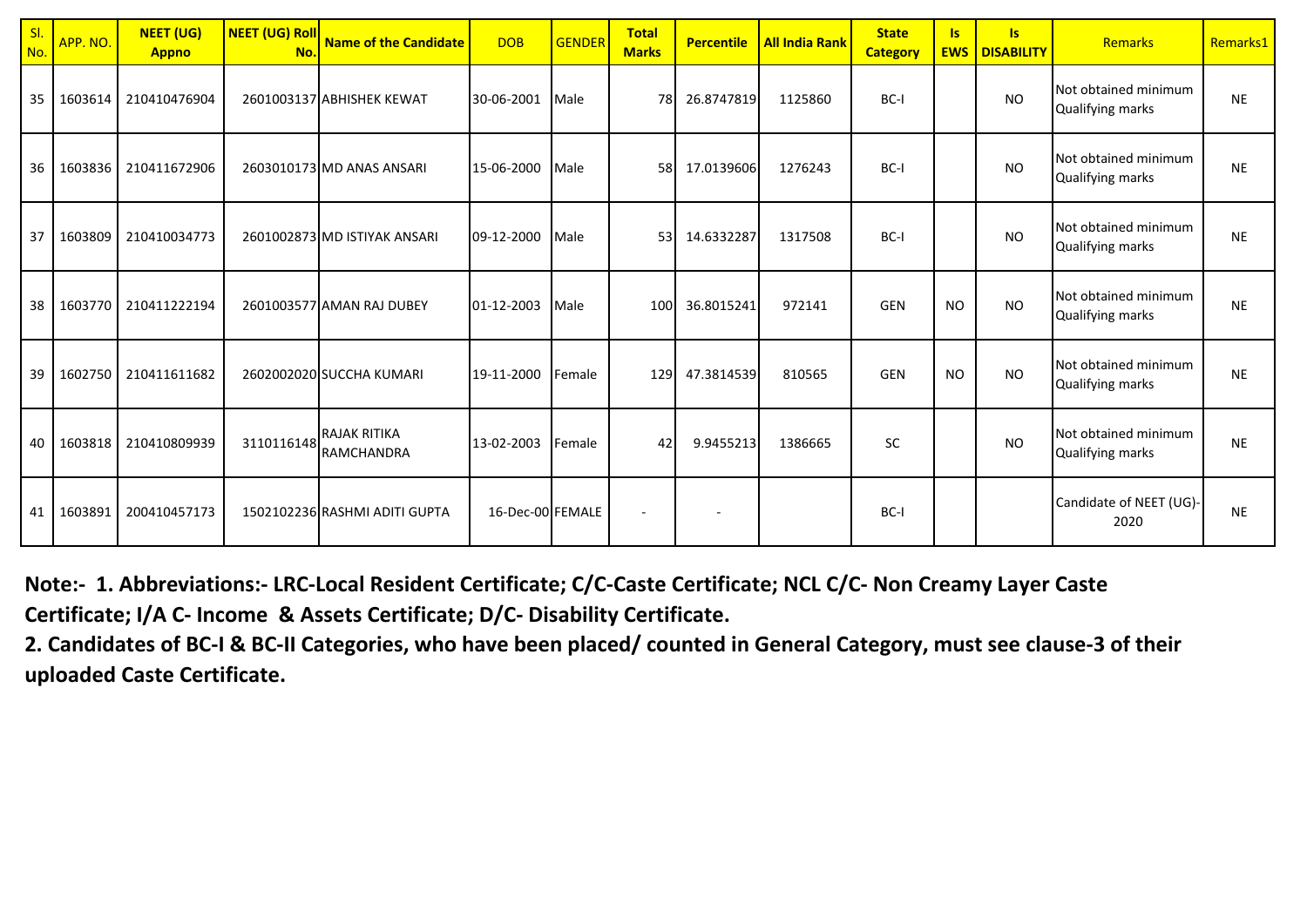| Sl. No. | APP. NO. | NEET (UG) Appno | NEET (UG) Roll No. | Name of the Candidate | DOB | GENDER | Total Marks | Percentile | All India Rank | State Category | Is EWS | Is DISABILITY | Remarks | Remarks1 |
|---|---|---|---|---|---|---|---|---|---|---|---|---|---|---|
| 35 | 1603614 | 210410476904 | 2601003137 | ABHISHEK KEWAT | 30-06-2001 | Male | 78 | 26.8747819 | 1125860 | BC-I | | NO | Not obtained minimum Qualifying marks | NE |
| 36 | 1603836 | 210411672906 | 2603010173 | MD ANAS ANSARI | 15-06-2000 | Male | 58 | 17.0139606 | 1276243 | BC-I | | NO | Not obtained minimum Qualifying marks | NE |
| 37 | 1603809 | 210410034773 | 2601002873 | MD ISTIYAK ANSARI | 09-12-2000 | Male | 53 | 14.6332287 | 1317508 | BC-I | | NO | Not obtained minimum Qualifying marks | NE |
| 38 | 1603770 | 210411222194 | 2601003577 | AMAN RAJ DUBEY | 01-12-2003 | Male | 100 | 36.8015241 | 972141 | GEN | NO | NO | Not obtained minimum Qualifying marks | NE |
| 39 | 1602750 | 210411611682 | 2602002020 | SUCCHA KUMARI | 19-11-2000 | Female | 129 | 47.3814539 | 810565 | GEN | NO | NO | Not obtained minimum Qualifying marks | NE |
| 40 | 1603818 | 210410809939 | 3110116148 | RAJAK RITIKA RAMCHANDRA | 13-02-2003 | Female | 42 | 9.9455213 | 1386665 | SC | | NO | Not obtained minimum Qualifying marks | NE |
| 41 | 1603891 | 200410457173 | 1502102236 | RASHMI ADITI GUPTA | 16-Dec-00 | FEMALE | - | - | | BC-I | | | Candidate of NEET (UG)-2020 | NE |

**Note:- 1. Abbreviations:- LRC-Local Resident Certificate; C/C-Caste Certificate; NCL C/C- Non Creamy Layer Caste Certificate; I/A C- Income & Assets Certificate; D/C- Disability Certificate.**

**2. Candidates of BC-I & BC-II Categories, who have been placed/ counted in General Category, must see clause-3 of their uploaded Caste Certificate.**